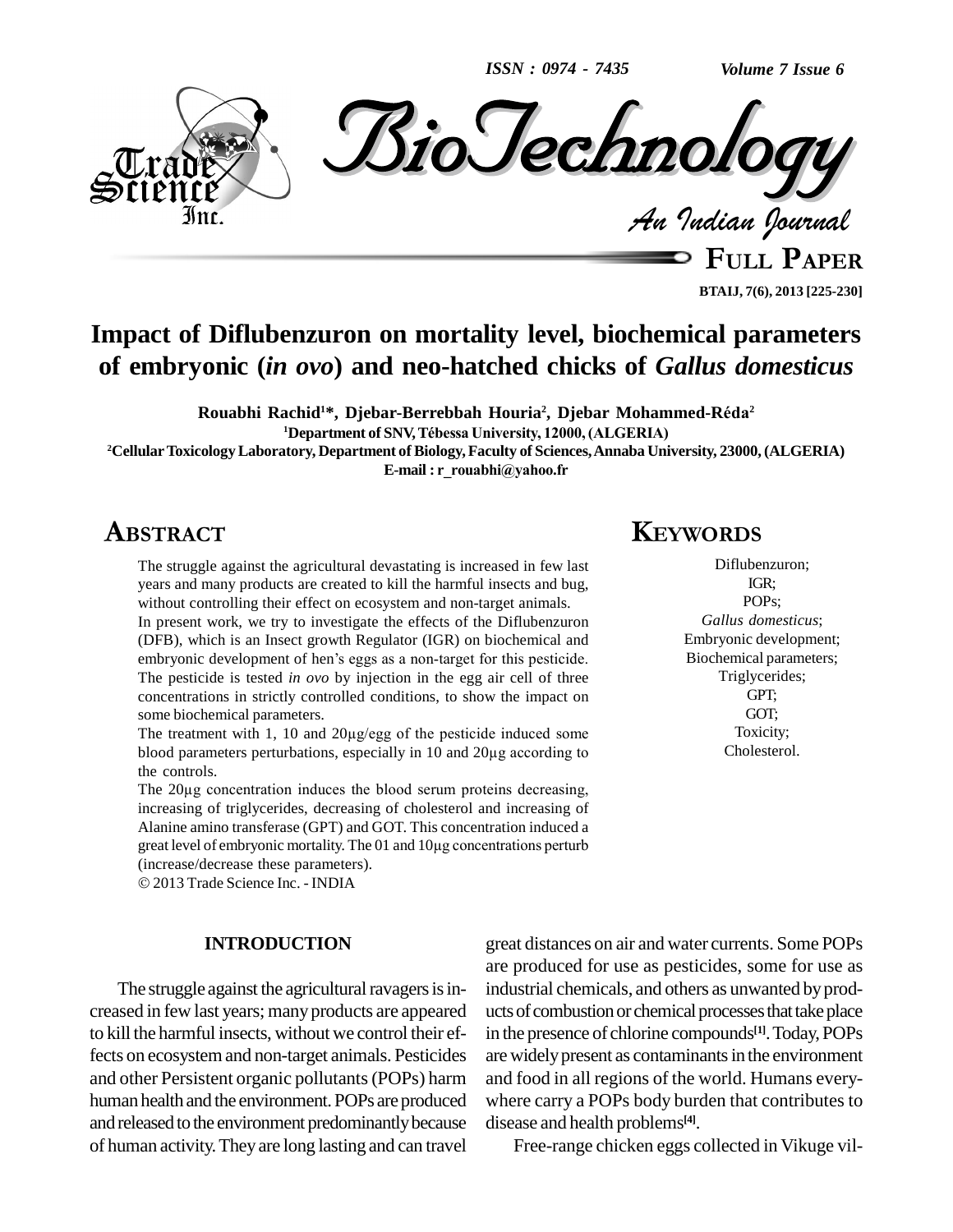# Impact of Diflubenzuron on mortality level, biochemical parameters of embryonic (*in ovo*) and neo-hatched chicks of *Gallus domesticus*

**Rouabhi Rachid[1]\*, Djebar-Berrebbah Houria[2], Djebar Mohammed-Réda[2]**

[1]Department of SNV, Tébessa University, 12000, (ALGERIA)

[2]Cellular Toxicology Laboratory, Department of Biology, Faculty of Sciences, Annaba University, 23000, (ALGERIA)

E-mail : r_rouabhi@yahoo.fr

## ABSTRACT

The struggle against the agricultural devastating is increased in few last years and many products are created to kill the harmful insects and bug, without controlling their effect on ecosystem and non-target animals.

In present work, we try to investigate the effects of the Diflubenzuron (DFB), which is an Insect growth Regulator (IGR) on biochemical and embryonic development of hen's eggs as a non-target for this pesticide. The pesticide is tested *in ovo* by injection in the egg air cell of three concentrations in strictly controlled conditions, to show the impact on some biochemical parameters.

The treatment with 1, 10 and 20µg/egg of the pesticide induced some blood parameters perturbations, especially in 10 and 20µg according to the controls.

The 20µg concentration induces the blood serum proteins decreasing, increasing of triglycerides, decreasing of cholesterol and increasing of Alanine amino transferase (GPT) and GOT. This concentration induced a great level of embryonic mortality. The 01 and 10µg concentrations perturb (increase/decrease these parameters).

© 2013 Trade Science Inc. - INDIA

## KEYWORDS

Diflubenzuron;
IGR;
POPs;
*Gallus domesticus*;
Embryonic development;
Biochemical parameters;
Triglycerides;
GPT;
GOT;
Toxicity;
Cholesterol.

## INTRODUCTION

The struggle against the agricultural ravagers is increased in few last years; many products are appeared to kill the harmful insects, without we control their effects on ecosystem and non-target animals. Pesticides and other Persistent organic pollutants (POPs) harm human health and the environment. POPs are produced and released to the environment predominantly because of human activity. They are long lasting and can travel great distances on air and water currents. Some POPs are produced for use as pesticides, some for use as industrial chemicals, and others as unwanted by products of combustion or chemical processes that take place in the presence of chlorine compounds[1]. Today, POPs are widely present as contaminants in the environment and food in all regions of the world. Humans everywhere carry a POPs body burden that contributes to disease and health problems[4].

Free-range chicken eggs collected in Vikuge vil-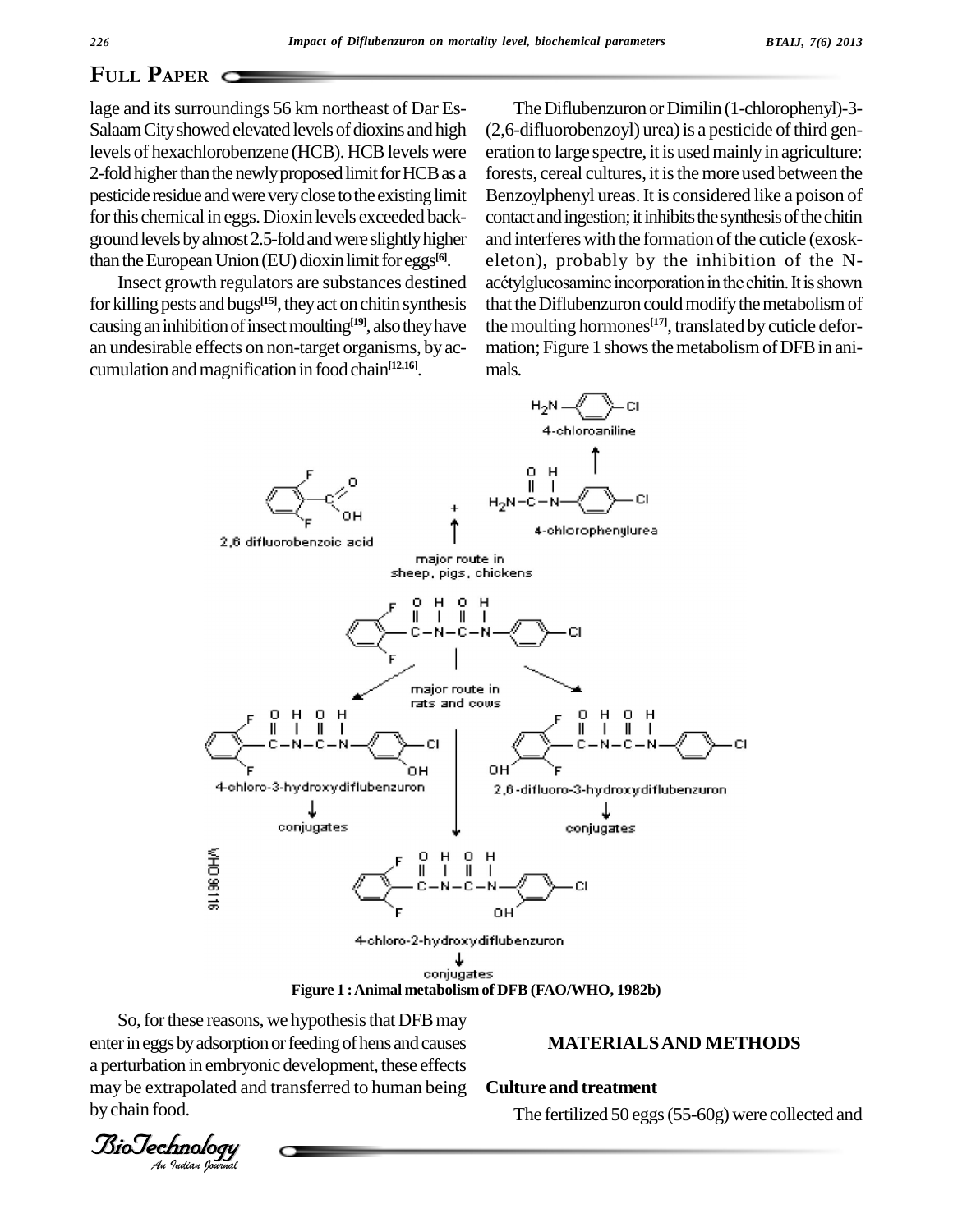lage and its surroundings 56 km northeast of Dar Es-Salaam City showed elevated levels of dioxins and high levels of hexachlorobenzene (HCB). HCB levels were 2-fold higher than the newly proposed limit for HCB as a pesticide residue and were very close to the existing limit for this chemical in eggs. Dioxin levels exceeded background levels by almost 2.5-fold and were slightly higher than the European Union (EU) dioxin limit for eggs[6].

Insect growth regulators are substances destined for killing pests and bugs[15], they act on chitin synthesis causing an inhibition of insect moulting[19], also they have an undesirable effects on non-target organisms, by accumulation and magnification in food chain[12,16].

The Diflubenzuron or Dimilin (1-chlorophenyl)-3-(2,6-difluorobenzoyl) urea) is a pesticide of third generation to large spectre, it is used mainly in agriculture: forests, cereal cultures, it is the more used between the Benzoylphenyl ureas. It is considered like a poison of contact and ingestion; it inhibits the synthesis of the chitin and interferes with the formation of the cuticle (exoskeleton), probably by the inhibition of the N-acétylglucosamine incorporation in the chitin. It is shown that the Diflubenzuron could modify the metabolism of the moulting hormones[17], translated by cuticle deformation; Figure 1 shows the metabolism of DFB in animals.

**Figure 1 : Animal metabolism of DFB (FAO/WHO, 1982b)**

So, for these reasons, we hypothesis that DFB may enter in eggs by adsorption or feeding of hens and causes a perturbation in embryonic development, these effects may be extrapolated and transferred to human being by chain food.

## MATERIALS AND METHODS

### Culture and treatment

The fertilized 50 eggs (55-60g) were collected and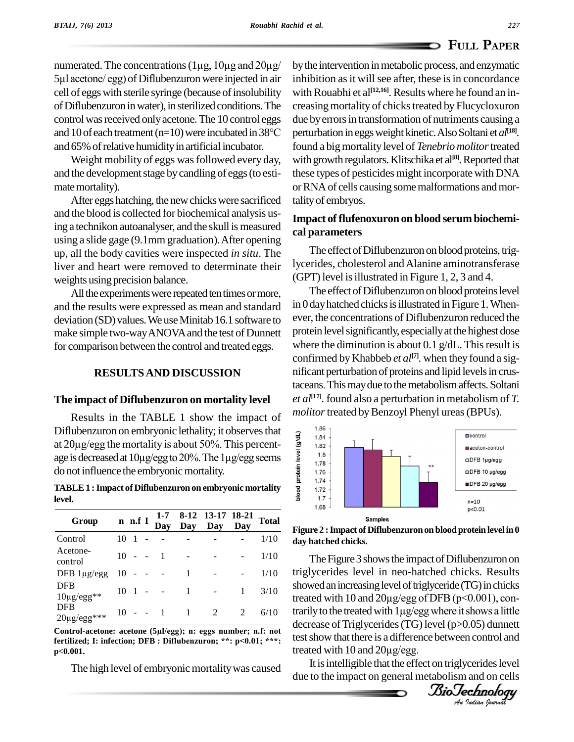numerated. The concentrations (1µg, 10µg and 20µg/ 5µl acetone/ egg) of Diflubenzuron were injected in air cell of eggs with sterile syringe (because of insolubility of Diflubenzuron in water), in sterilized conditions. The control was received only acetone. The 10 control eggs and 10 of each treatment (n=10) were incubated in 38°C and 65% of relative humidity in artificial incubator.

Weight mobility of eggs was followed every day, and the development stage by candling of eggs (to estimate mortality).

After eggs hatching, the new chicks were sacrificed and the blood is collected for biochemical analysis using a technikon autoanalyser, and the skull is measured using a slide gage (9.1mm graduation). After opening up, all the body cavities were inspected *in situ*. The liver and heart were removed to determine their weights using precision balance.

All the experiments were repeated ten times or more, and the results were expressed as mean and standard deviation (SD) values. We use Minitab 16.1 software to make simple two-way ANOVA and the test of Dunnett for comparison between the control and treated eggs.

## RESULTS AND DISCUSSION

### The impact of Diflubenzuron on mortality level

Results in the TABLE 1 show the impact of Diflubenzuron on embryonic lethality; it observes that at 20µg/egg the mortality is about 50%. This percentage is decreased at 10µg/egg to 20%. The 1µg/egg seems do not influence the embryonic mortality.

**TABLE 1 : Impact of Diflubenzuron on embryonic mortality level.**

| Group | n | n.f | I | 1-7 Day | 8-12 Day | 13-17 Day | 18-21 Day | Total |
|---|---|---|---|---|---|---|---|---|
| Control | 10 | 1 | - | - | - | - | - | 1/10 |
| Acetone-control | 10 | - | - | 1 | - | - | - | 1/10 |
| DFB 1µg/egg | 10 | - | - | - | 1 | - | - | 1/10 |
| DFB 10µg/egg** | 10 | 1 | - | - | 1 | - | 1 | 3/10 |
| DFB 20µg/egg*** | 10 | - | - | 1 | 1 | 2 | 2 | 6/10 |

**Control-acetone: acetone (5µl/egg); n: eggs number; n.f: not fertilized; I: infection; DFB : Diflubenzuron; \*\*: p<0.01; \*\*\*: p<0.001.**

The high level of embryonic mortality was caused by the intervention in metabolic process, and enzymatic inhibition as it will see after, these is in concordance with Rouabhi et al[12,16]. Results where he found an increasing mortality of chicks treated by Flucycloxuron due by errors in transformation of nutriments causing a perturbation in eggs weight kinetic. Also Soltani et *al*[18]. found a big mortality level of *Tenebrio molitor* treated with growth regulators. Klitschika et al[8]. Reported that these types of pesticides might incorporate with DNA or RNA of cells causing some malformations and mortality of embryos.

### Impact of flufenoxuron on blood serum biochemical parameters

The effect of Diflubenzuron on blood proteins, triglycerides, cholesterol and Alanine aminotransferase (GPT) level is illustrated in Figure 1, 2, 3 and 4.

The effect of Diflubenzuron on blood proteins level in 0 day hatched chicks is illustrated in Figure 1. Whenever, the concentrations of Diflubenzuron reduced the protein level significantly, especially at the highest dose where the diminution is about 0.1 g/dL. This result is confirmed by Khabbeb *et al*[7]. when they found a significant perturbation of proteins and lipid levels in crustaceans. This may due to the metabolism affects. Soltani *et al*[17]. found also a perturbation in metabolism of *T. molitor* treated by Benzoyl Phenyl ureas (BPUs).

**Figure 2 : Impact of Diflubenzuron on blood protein level in 0 day hatched chicks.**

The Figure 3 shows the impact of Diflubenzuron on triglycerides level in neo-hatched chicks. Results showed an increasing level of triglyceride (TG) in chicks treated with 10 and 20µg/egg of DFB (p<0.001), contrarily to the treated with 1µg/egg where it shows a little decrease of Triglycerides (TG) level (p>0.05) dunnett test show that there is a difference between control and treated with 10 and 20µg/egg.

It is intelligible that the effect on triglycerides level due to the impact on general metabolism and on cells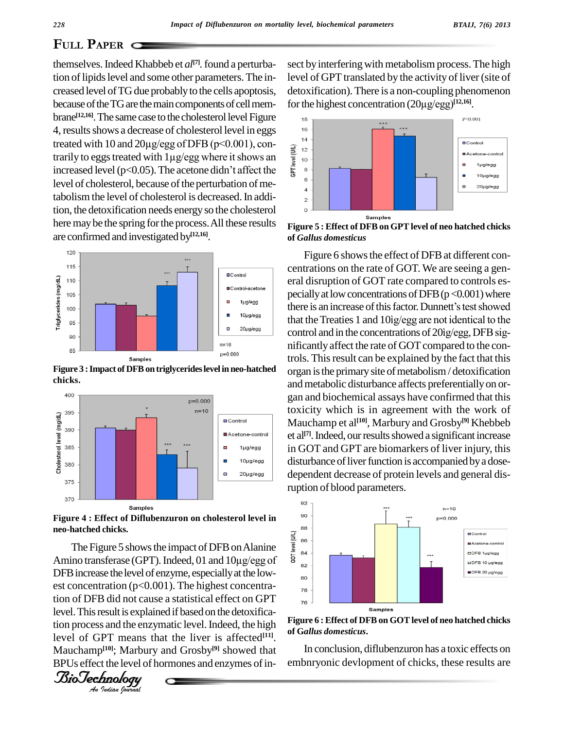themselves. Indeed Khabbeb et *al*[7]. found a perturbation of lipids level and some other parameters. The increased level of TG due probably to the cells apoptosis, because of the TG are the main components of cell membrane[12,16]. The same case to the cholesterol level Figure 4, results shows a decrease of cholesterol level in eggs treated with 10 and 20µg/egg of DFB ($p<0.001$), contrarily to eggs treated with 1µg/egg where it shows an increased level ($p<0.05$). The acetone didn't affect the level of cholesterol, because of the perturbation of metabolism the level of cholesterol is decreased. In addition, the detoxification needs energy so the cholesterol here may be the spring for the process. All these results are confirmed and investigated by[12,16].

**Figure 3 : Impact of DFB on triglycerides level in neo-hatched chicks.**

**Figure 4 : Effect of Diflubenzuron on cholesterol level in neo-hatched chicks.**

The Figure 5 shows the impact of DFB on Alanine Amino transferase (GPT). Indeed, 01 and 10µg/egg of DFB increase the level of enzyme, especially at the lowest concentration ($p<0.001$). The highest concentration of DFB did not cause a statistical effect on GPT level. This result is explained if based on the detoxification process and the enzymatic level. Indeed, the high level of GPT means that the liver is affected[11]. Mauchamp[10]; Marbury and Grosby[9] showed that BPUs effect the level of hormones and enzymes of insect by interfering with metabolism process. The high level of GPT translated by the activity of liver (site of detoxification). There is a non-coupling phenomenon for the highest concentration (20µg/egg)[12,16].

**Figure 5 : Effect of DFB on GPT level of neo hatched chicks of *Gallus domesticus***

Figure 6 shows the effect of DFB at different concentrations on the rate of GOT. We are seeing a general disruption of GOT rate compared to controls especially at low concentrations of DFB ($p<0.001$) where there is an increase of this factor. Dunnett's test showed that the Treaties 1 and 10ìg/egg are not identical to the control and in the concentrations of 20ìg/egg, DFB significantly affect the rate of GOT compared to the controls. This result can be explained by the fact that this organ is the primary site of metabolism / detoxification and metabolic disturbance affects preferentially on organ and biochemical assays have confirmed that this toxicity which is in agreement with the work of Mauchamp et al[10], Marbury and Grosby[9] Khebbeb et al[7]. Indeed, our results showed a significant increase in GOT and GPT are biomarkers of liver injury, this disturbance of liver function is accompanied by a dose-dependent decrease of protein levels and general disruption of blood parameters.

**Figure 6 : Effect of DFB on GOT level of neo hatched chicks of G*allus domesticus*.**

In conclusion, diflubenzuron has a toxic effects on embnryonic devlopment of chicks, these results are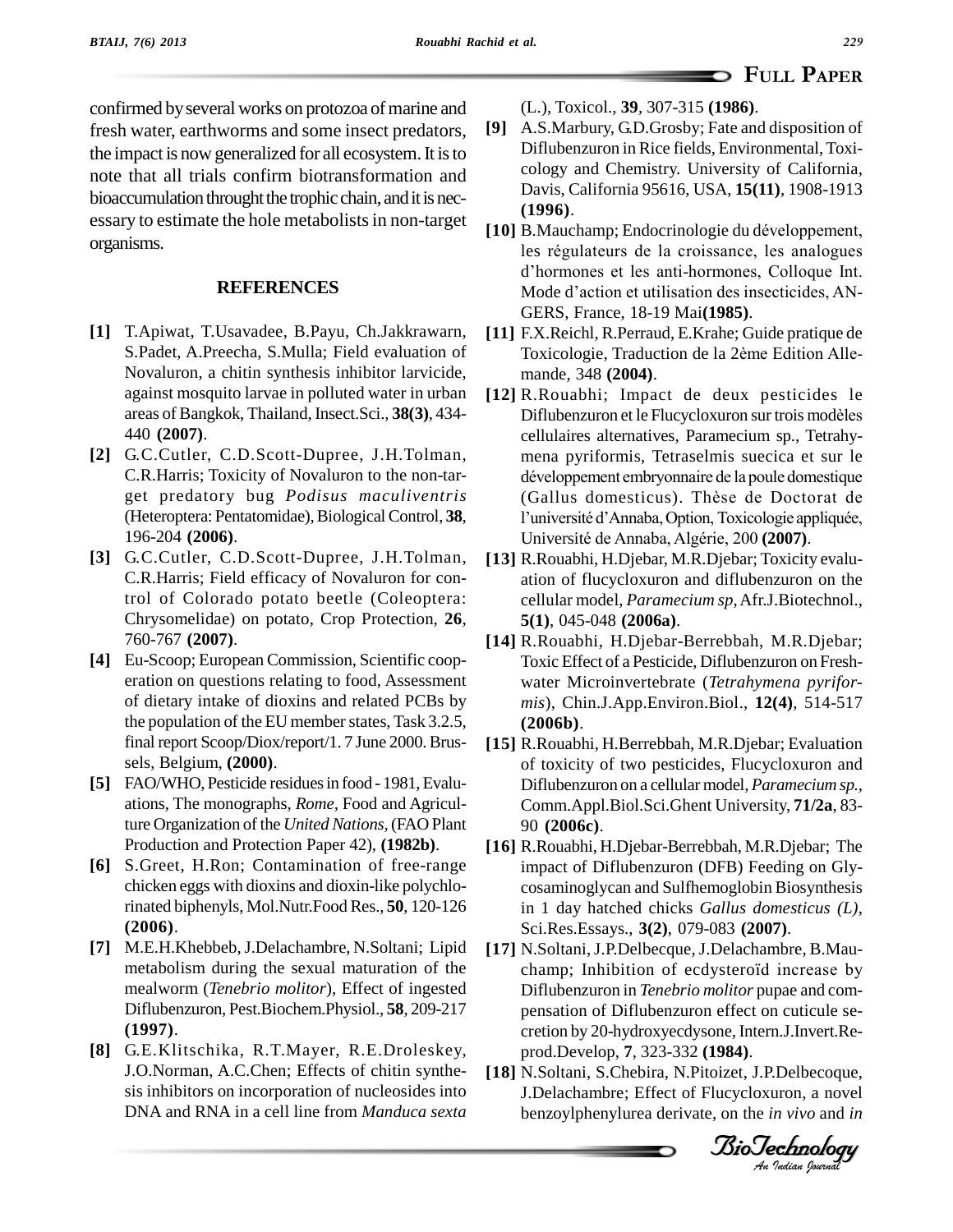confirmed by several works on protozoa of marine and fresh water, earthworms and some insect predators, the impact is now generalized for all ecosystem. It is to note that all trials confirm biotransformation and bioaccumulation throught the trophic chain, and it is necessary to estimate the hole metabolists in non-target organisms.

## REFERENCES

**[1]** T.Apiwat, T.Usavadee, B.Payu, Ch.Jakkrawarn, S.Padet, A.Preecha, S.Mulla; Field evaluation of Novaluron, a chitin synthesis inhibitor larvicide, against mosquito larvae in polluted water in urban areas of Bangkok, Thailand, Insect.Sci., **38(3)**, 434-440 **(2007)**.

**[2]** G.C.Cutler, C.D.Scott-Dupree, J.H.Tolman, C.R.Harris; Toxicity of Novaluron to the non-target predatory bug *Podisus maculiventris* (Heteroptera: Pentatomidae), Biological Control, **38**, 196-204 **(2006)**.

**[3]** G.C.Cutler, C.D.Scott-Dupree, J.H.Tolman, C.R.Harris; Field efficacy of Novaluron for control of Colorado potato beetle (Coleoptera: Chrysomelidae) on potato, Crop Protection, **26**, 760-767 **(2007)**.

**[4]** Eu-Scoop; European Commission, Scientific cooperation on questions relating to food, Assessment of dietary intake of dioxins and related PCBs by the population of the EU member states, Task 3.2.5, final report Scoop/Diox/report/1. 7 June 2000. Brussels, Belgium, **(2000)**.

**[5]** FAO/WHO, Pesticide residues in food - 1981, Evaluations, The monographs, *Rome*, Food and Agriculture Organization of the *United Nations*, (FAO Plant Production and Protection Paper 42), **(1982b)**.

**[6]** S.Greet, H.Ron; Contamination of free-range chicken eggs with dioxins and dioxin-like polychlorinated biphenyls, Mol.Nutr.Food Res., **50**, 120-126 **(2006)**.

**[7]** M.E.H.Khebbeb, J.Delachambre, N.Soltani; Lipid metabolism during the sexual maturation of the mealworm (*Tenebrio molitor*), Effect of ingested Diflubenzuron, Pest.Biochem.Physiol., **58**, 209-217 **(1997)**.

**[8]** G.E.Klitschika, R.T.Mayer, R.E.Droleskey, J.O.Norman, A.C.Chen; Effects of chitin synthesis inhibitors on incorporation of nucleosides into DNA and RNA in a cell line from *Manduca sexta* (L.), Toxicol., **39**, 307-315 **(1986)**.

**[9]** A.S.Marbury, G.D.Grosby; Fate and disposition of Diflubenzuron in Rice fields, Environmental, Toxicology and Chemistry. University of California, Davis, California 95616, USA, **15(11)**, 1908-1913 **(1996)**.

**[10]** B.Mauchamp; Endocrinologie du développement, les régulateurs de la croissance, les analogues d'hormones et les anti-hormones, Colloque Int. Mode d'action et utilisation des insecticides, ANGERS, France, 18-19 Mai**(1985)**.

**[11]** F.X.Reichl, R.Perraud, E.Krahe; Guide pratique de Toxicologie, Traduction de la 2ème Edition Allemande, 348 **(2004)**.

**[12]** R.Rouabhi; Impact de deux pesticides le Diflubenzuron et le Flucycloxuron sur trois modèles cellulaires alternatives, Paramecium sp., Tetrahymena pyriformis, Tetraselmis suecica et sur le développement embryonnaire de la poule domestique (Gallus domesticus). Thèse de Doctorat de l'université d'Annaba, Option, Toxicologie appliquée, Université de Annaba, Algérie, 200 **(2007)**.

**[13]** R.Rouabhi, H.Djebar, M.R.Djebar; Toxicity evaluation of flucycloxuron and diflubenzuron on the cellular model, *Paramecium sp*, Afr.J.Biotechnol., **5(1)**, 045-048 **(2006a)**.

**[14]** R.Rouabhi, H.Djebar-Berrebbah, M.R.Djebar; Toxic Effect of a Pesticide, Diflubenzuron on Freshwater Microinvertebrate (*Tetrahymena pyriformis*), Chin.J.App.Environ.Biol., **12(4)**, 514-517 **(2006b)**.

**[15]** R.Rouabhi, H.Berrebbah, M.R.Djebar; Evaluation of toxicity of two pesticides, Flucycloxuron and Diflubenzuron on a cellular model, *Paramecium sp.,* Comm.Appl.Biol.Sci.Ghent University, **71/2a**, 83-90 **(2006c)**.

**[16]** R.Rouabhi, H.Djebar-Berrebbah, M.R.Djebar; The impact of Diflubenzuron (DFB) Feeding on Glycosaminoglycan and Sulfhemoglobin Biosynthesis in 1 day hatched chicks *Gallus domesticus (L)*, Sci.Res.Essays., **3(2)**, 079-083 **(2007)**.

**[17]** N.Soltani, J.P.Delbecque, J.Delachambre, B.Mauchamp; Inhibition of ecdysteroïd increase by Diflubenzuron in *Tenebrio molitor* pupae and compensation of Diflubenzuron effect on cuticule secretion by 20-hydroxyecdysone, Intern.J.Invert.Reprod.Develop, **7**, 323-332 **(1984)**.

**[18]** N.Soltani, S.Chebira, N.Pitoizet, J.P.Delbecoque, J.Delachambre; Effect of Flucycloxuron, a novel benzoylphenylurea derivate, on the *in vivo* and *in*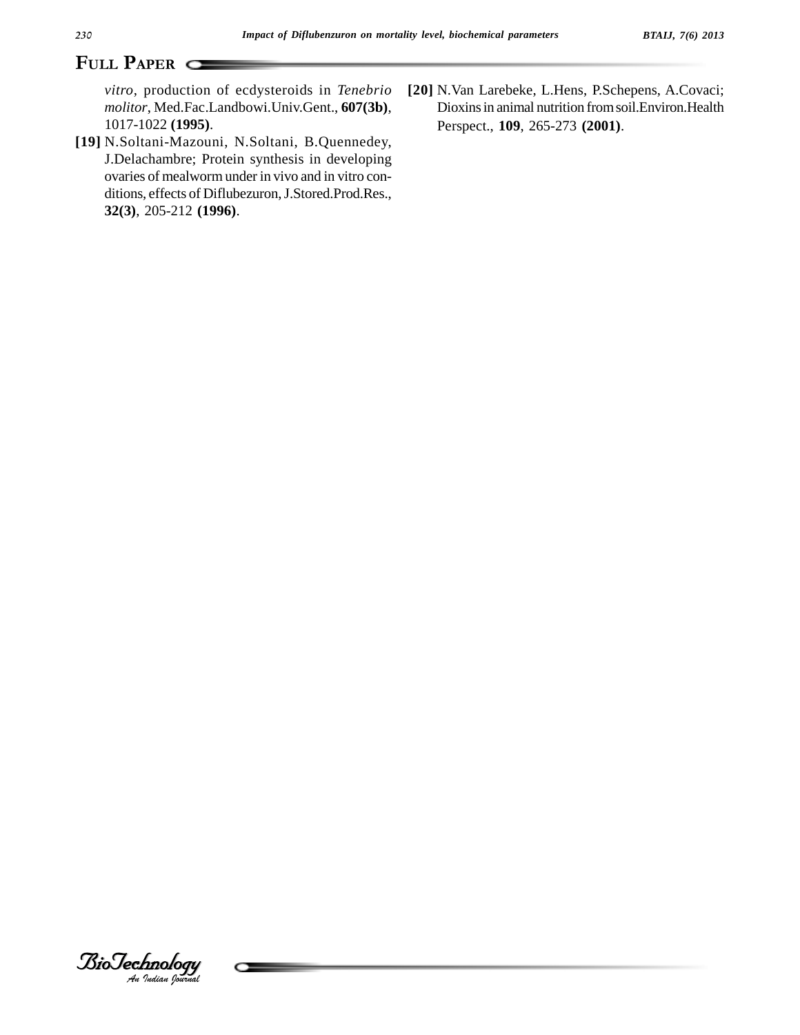*vitro*, production of ecdysteroids in *Tenebrio molitor*, Med.Fac.Landbowi.Univ.Gent., **607(3b)**, 1017-1022 **(1995)**.

**[19]** N.Soltani-Mazouni, N.Soltani, B.Quennedey, J.Delachambre; Protein synthesis in developing ovaries of mealworm under in vivo and in vitro conditions, effects of Diflubezuron, J.Stored.Prod.Res., **32(3)**, 205-212 **(1996)**.

**[20]** N.Van Larebeke, L.Hens, P.Schepens, A.Covaci; Dioxins in animal nutrition from soil.Environ.Health Perspect., **109**, 265-273 **(2001)**.